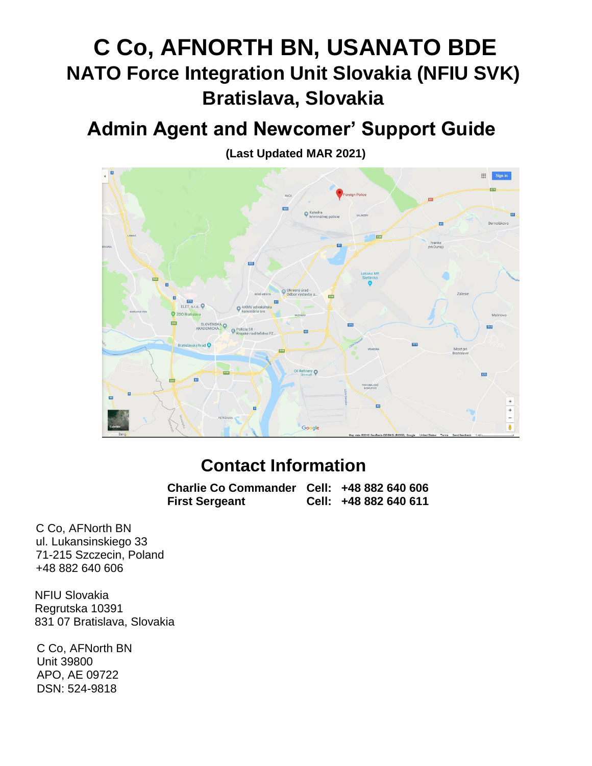# C Co, AFNORTH BN, USANATO BDE

## NATO Force Integration Unit Slovakia (NFIU SVK)

## Bratislava, Slovakia

# Admin Agent and Newcomer' Support Guide

**(Last Updated MAR 2021)**

## Contact Information

| | | |
|---|---|---|
| **Charlie Co Commander** | **Cell:** | **+48 882 640 606** |
| **First Sergeant** | **Cell:** | **+48 882 640 611** |

C Co, AFNorth BN
ul. Lukansinskiego 33
71-215 Szczecin, Poland
+48 882 640 606

NFIU Slovakia
Regrutska 10391
831 07 Bratislava, Slovakia

C Co, AFNorth BN
Unit 39800
APO, AE 09722
DSN: 524-9818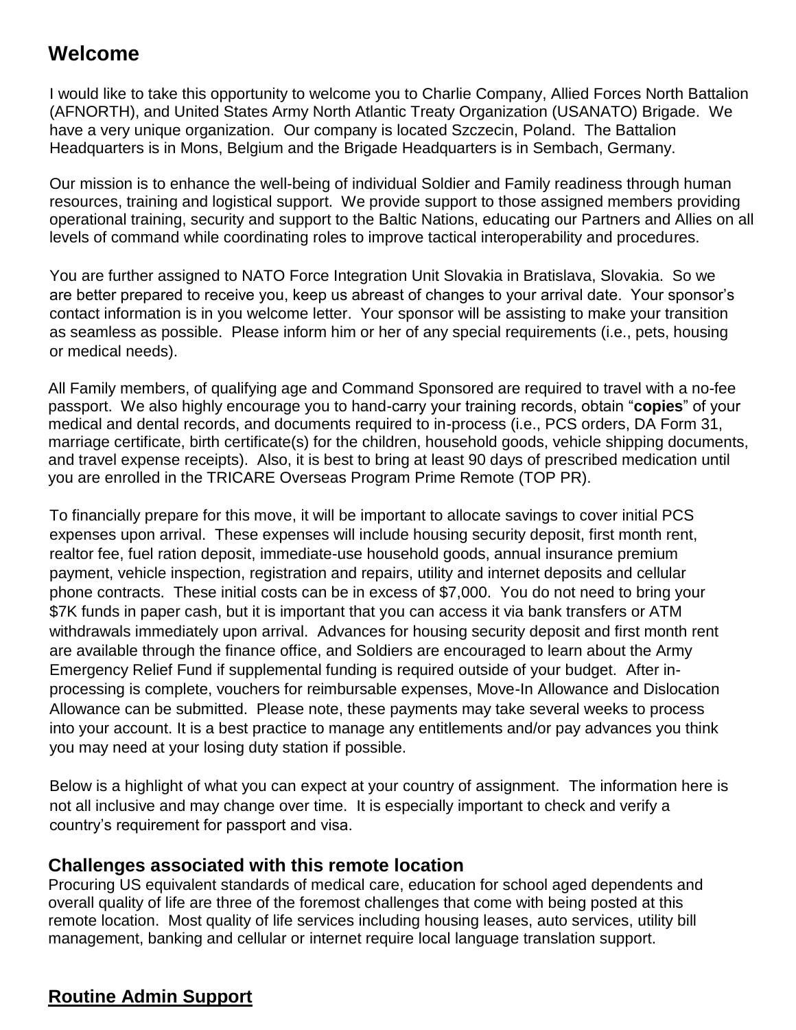## Welcome

I would like to take this opportunity to welcome you to Charlie Company, Allied Forces North Battalion (AFNORTH), and United States Army North Atlantic Treaty Organization (USANATO) Brigade. We have a very unique organization. Our company is located Szczecin, Poland. The Battalion Headquarters is in Mons, Belgium and the Brigade Headquarters is in Sembach, Germany.

Our mission is to enhance the well-being of individual Soldier and Family readiness through human resources, training and logistical support. We provide support to those assigned members providing operational training, security and support to the Baltic Nations, educating our Partners and Allies on all levels of command while coordinating roles to improve tactical interoperability and procedures.

You are further assigned to NATO Force Integration Unit Slovakia in Bratislava, Slovakia. So we are better prepared to receive you, keep us abreast of changes to your arrival date. Your sponsor's contact information is in you welcome letter. Your sponsor will be assisting to make your transition as seamless as possible. Please inform him or her of any special requirements (i.e., pets, housing or medical needs).

All Family members, of qualifying age and Command Sponsored are required to travel with a no-fee passport. We also highly encourage you to hand-carry your training records, obtain "**copies**" of your medical and dental records, and documents required to in-process (i.e., PCS orders, DA Form 31, marriage certificate, birth certificate(s) for the children, household goods, vehicle shipping documents, and travel expense receipts). Also, it is best to bring at least 90 days of prescribed medication until you are enrolled in the TRICARE Overseas Program Prime Remote (TOP PR).

To financially prepare for this move, it will be important to allocate savings to cover initial PCS expenses upon arrival. These expenses will include housing security deposit, first month rent, realtor fee, fuel ration deposit, immediate-use household goods, annual insurance premium payment, vehicle inspection, registration and repairs, utility and internet deposits and cellular phone contracts. These initial costs can be in excess of $7,000. You do not need to bring your $7K funds in paper cash, but it is important that you can access it via bank transfers or ATM withdrawals immediately upon arrival. Advances for housing security deposit and first month rent are available through the finance office, and Soldiers are encouraged to learn about the Army Emergency Relief Fund if supplemental funding is required outside of your budget. After in-processing is complete, vouchers for reimbursable expenses, Move-In Allowance and Dislocation Allowance can be submitted. Please note, these payments may take several weeks to process into your account. It is a best practice to manage any entitlements and/or pay advances you think you may need at your losing duty station if possible.

Below is a highlight of what you can expect at your country of assignment. The information here is not all inclusive and may change over time. It is especially important to check and verify a country's requirement for passport and visa.

### Challenges associated with this remote location

Procuring US equivalent standards of medical care, education for school aged dependents and overall quality of life are three of the foremost challenges that come with being posted at this remote location. Most quality of life services including housing leases, auto services, utility bill management, banking and cellular or internet require local language translation support.

## Routine Admin Support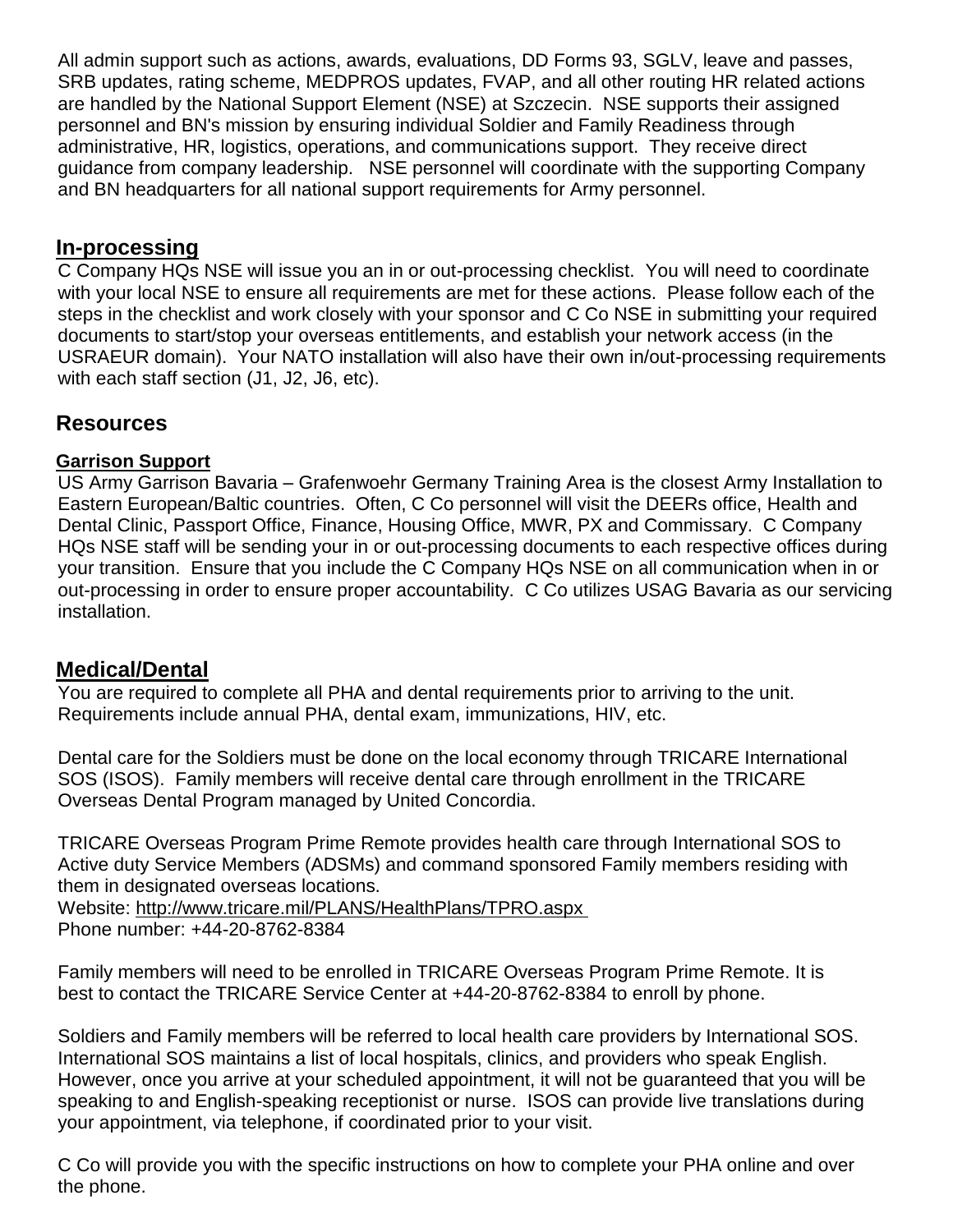All admin support such as actions, awards, evaluations, DD Forms 93, SGLV, leave and passes, SRB updates, rating scheme, MEDPROS updates, FVAP, and all other routing HR related actions are handled by the National Support Element (NSE) at Szczecin. NSE supports their assigned personnel and BN's mission by ensuring individual Soldier and Family Readiness through administrative, HR, logistics, operations, and communications support. They receive direct guidance from company leadership. NSE personnel will coordinate with the supporting Company and BN headquarters for all national support requirements for Army personnel.

## In-processing

C Company HQs NSE will issue you an in or out-processing checklist. You will need to coordinate with your local NSE to ensure all requirements are met for these actions. Please follow each of the steps in the checklist and work closely with your sponsor and C Co NSE in submitting your required documents to start/stop your overseas entitlements, and establish your network access (in the USRAEUR domain). Your NATO installation will also have their own in/out-processing requirements with each staff section (J1, J2, J6, etc).

## Resources

### Garrison Support

US Army Garrison Bavaria – Grafenwoehr Germany Training Area is the closest Army Installation to Eastern European/Baltic countries. Often, C Co personnel will visit the DEERs office, Health and Dental Clinic, Passport Office, Finance, Housing Office, MWR, PX and Commissary. C Company HQs NSE staff will be sending your in or out-processing documents to each respective offices during your transition. Ensure that you include the C Company HQs NSE on all communication when in or out-processing in order to ensure proper accountability. C Co utilizes USAG Bavaria as our servicing installation.

## Medical/Dental

You are required to complete all PHA and dental requirements prior to arriving to the unit. Requirements include annual PHA, dental exam, immunizations, HIV, etc.

Dental care for the Soldiers must be done on the local economy through TRICARE International SOS (ISOS). Family members will receive dental care through enrollment in the TRICARE Overseas Dental Program managed by United Concordia.

TRICARE Overseas Program Prime Remote provides health care through International SOS to Active duty Service Members (ADSMs) and command sponsored Family members residing with them in designated overseas locations.
Website: http://www.tricare.mil/PLANS/HealthPlans/TPRO.aspx
Phone number: +44-20-8762-8384

Family members will need to be enrolled in TRICARE Overseas Program Prime Remote. It is best to contact the TRICARE Service Center at +44-20-8762-8384 to enroll by phone.

Soldiers and Family members will be referred to local health care providers by International SOS. International SOS maintains a list of local hospitals, clinics, and providers who speak English. However, once you arrive at your scheduled appointment, it will not be guaranteed that you will be speaking to and English-speaking receptionist or nurse. ISOS can provide live translations during your appointment, via telephone, if coordinated prior to your visit.

C Co will provide you with the specific instructions on how to complete your PHA online and over the phone.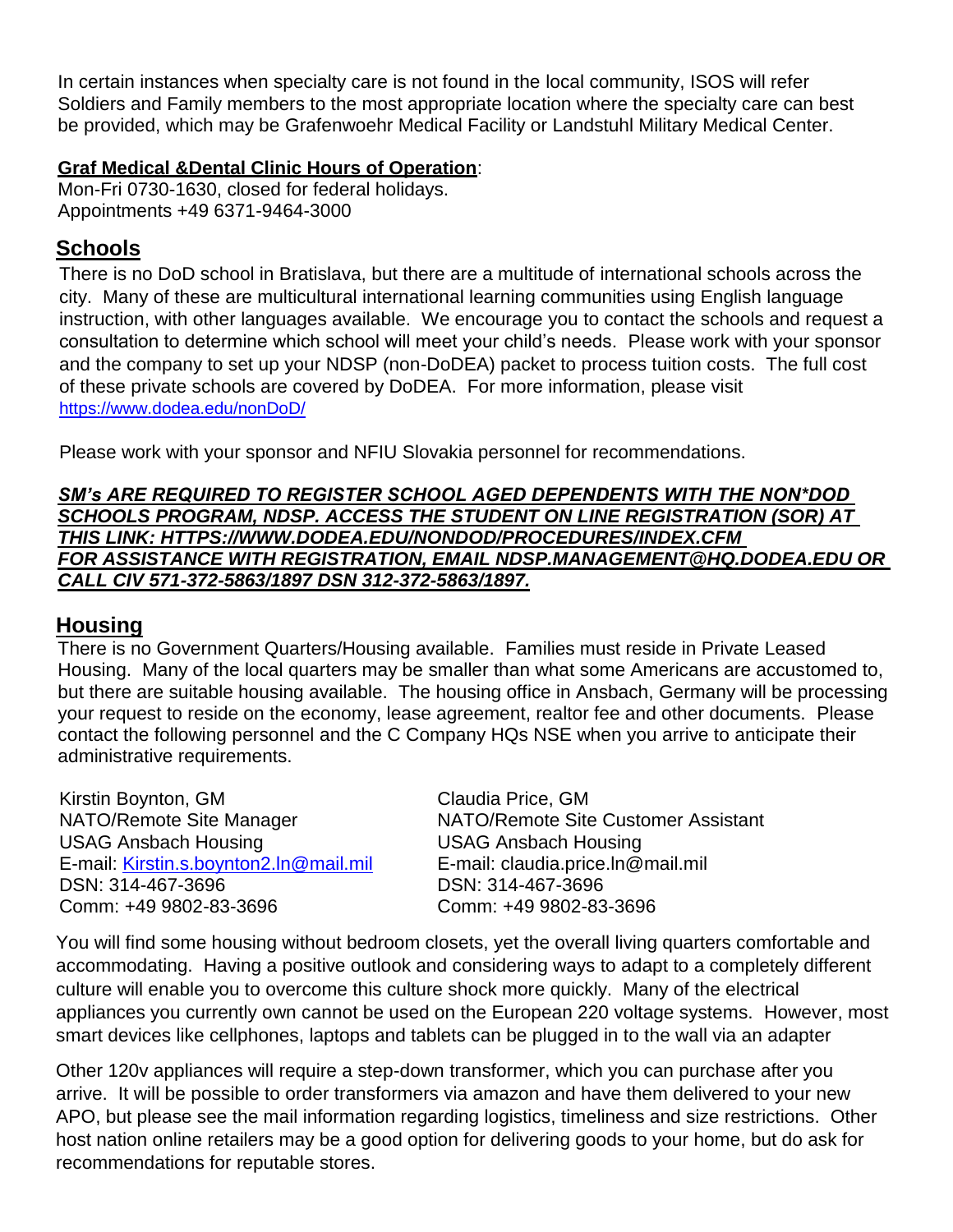In certain instances when specialty care is not found in the local community, ISOS will refer Soldiers and Family members to the most appropriate location where the specialty care can best be provided, which may be Grafenwoehr Medical Facility or Landstuhl Military Medical Center.

**Graf Medical &Dental Clinic Hours of Operation**:
Mon-Fri 0730-1630, closed for federal holidays.
Appointments +49 6371-9464-3000

## Schools

There is no DoD school in Bratislava, but there are a multitude of international schools across the city. Many of these are multicultural international learning communities using English language instruction, with other languages available. We encourage you to contact the schools and request a consultation to determine which school will meet your child's needs. Please work with your sponsor and the company to set up your NDSP (non-DoDEA) packet to process tuition costs. The full cost of these private schools are covered by DoDEA. For more information, please visit https://www.dodea.edu/nonDoD/

Please work with your sponsor and NFIU Slovakia personnel for recommendations.

***SM's ARE REQUIRED TO REGISTER SCHOOL AGED DEPENDENTS WITH THE NON*DOD SCHOOLS PROGRAM, NDSP. ACCESS THE STUDENT ON LINE REGISTRATION (SOR) AT THIS LINK: HTTPS://WWW.DODEA.EDU/NONDOD/PROCEDURES/INDEX.CFM FOR ASSISTANCE WITH REGISTRATION, EMAIL NDSP.MANAGEMENT@HQ.DODEA.EDU OR CALL CIV 571-372-5863/1897 DSN 312-372-5863/1897.***

## Housing

There is no Government Quarters/Housing available. Families must reside in Private Leased Housing. Many of the local quarters may be smaller than what some Americans are accustomed to, but there are suitable housing available. The housing office in Ansbach, Germany will be processing your request to reside on the economy, lease agreement, realtor fee and other documents. Please contact the following personnel and the C Company HQs NSE when you arrive to anticipate their administrative requirements.

Kirstin Boynton, GM
NATO/Remote Site Manager
USAG Ansbach Housing
E-mail: Kirstin.s.boynton2.ln@mail.mil
DSN: 314-467-3696
Comm: +49 9802-83-3696

Claudia Price, GM
NATO/Remote Site Customer Assistant
USAG Ansbach Housing
E-mail: claudia.price.ln@mail.mil
DSN: 314-467-3696
Comm: +49 9802-83-3696

You will find some housing without bedroom closets, yet the overall living quarters comfortable and accommodating. Having a positive outlook and considering ways to adapt to a completely different culture will enable you to overcome this culture shock more quickly. Many of the electrical appliances you currently own cannot be used on the European 220 voltage systems. However, most smart devices like cellphones, laptops and tablets can be plugged in to the wall via an adapter

Other 120v appliances will require a step-down transformer, which you can purchase after you arrive. It will be possible to order transformers via amazon and have them delivered to your new APO, but please see the mail information regarding logistics, timeliness and size restrictions. Other host nation online retailers may be a good option for delivering goods to your home, but do ask for recommendations for reputable stores.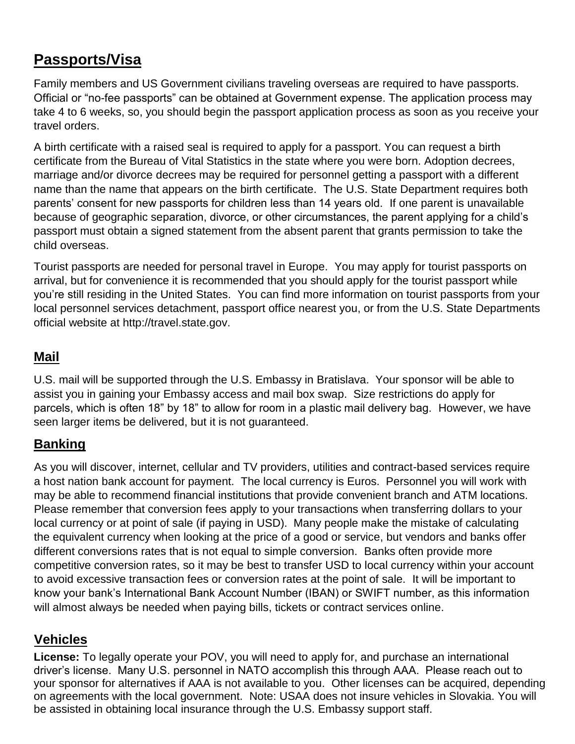## Passports/Visa

Family members and US Government civilians traveling overseas are required to have passports. Official or "no-fee passports" can be obtained at Government expense. The application process may take 4 to 6 weeks, so, you should begin the passport application process as soon as you receive your travel orders.

A birth certificate with a raised seal is required to apply for a passport. You can request a birth certificate from the Bureau of Vital Statistics in the state where you were born. Adoption decrees, marriage and/or divorce decrees may be required for personnel getting a passport with a different name than the name that appears on the birth certificate. The U.S. State Department requires both parents' consent for new passports for children less than 14 years old. If one parent is unavailable because of geographic separation, divorce, or other circumstances, the parent applying for a child's passport must obtain a signed statement from the absent parent that grants permission to take the child overseas.

Tourist passports are needed for personal travel in Europe. You may apply for tourist passports on arrival, but for convenience it is recommended that you should apply for the tourist passport while you're still residing in the United States. You can find more information on tourist passports from your local personnel services detachment, passport office nearest you, or from the U.S. State Departments official website at http://travel.state.gov.

## Mail

U.S. mail will be supported through the U.S. Embassy in Bratislava. Your sponsor will be able to assist you in gaining your Embassy access and mail box swap. Size restrictions do apply for parcels, which is often 18" by 18" to allow for room in a plastic mail delivery bag. However, we have seen larger items be delivered, but it is not guaranteed.

## Banking

As you will discover, internet, cellular and TV providers, utilities and contract-based services require a host nation bank account for payment. The local currency is Euros. Personnel you will work with may be able to recommend financial institutions that provide convenient branch and ATM locations. Please remember that conversion fees apply to your transactions when transferring dollars to your local currency or at point of sale (if paying in USD). Many people make the mistake of calculating the equivalent currency when looking at the price of a good or service, but vendors and banks offer different conversions rates that is not equal to simple conversion. Banks often provide more competitive conversion rates, so it may be best to transfer USD to local currency within your account to avoid excessive transaction fees or conversion rates at the point of sale. It will be important to know your bank's International Bank Account Number (IBAN) or SWIFT number, as this information will almost always be needed when paying bills, tickets or contract services online.

## Vehicles

**License:** To legally operate your POV, you will need to apply for, and purchase an international driver's license. Many U.S. personnel in NATO accomplish this through AAA. Please reach out to your sponsor for alternatives if AAA is not available to you. Other licenses can be acquired, depending on agreements with the local government. Note: USAA does not insure vehicles in Slovakia. You will be assisted in obtaining local insurance through the U.S. Embassy support staff.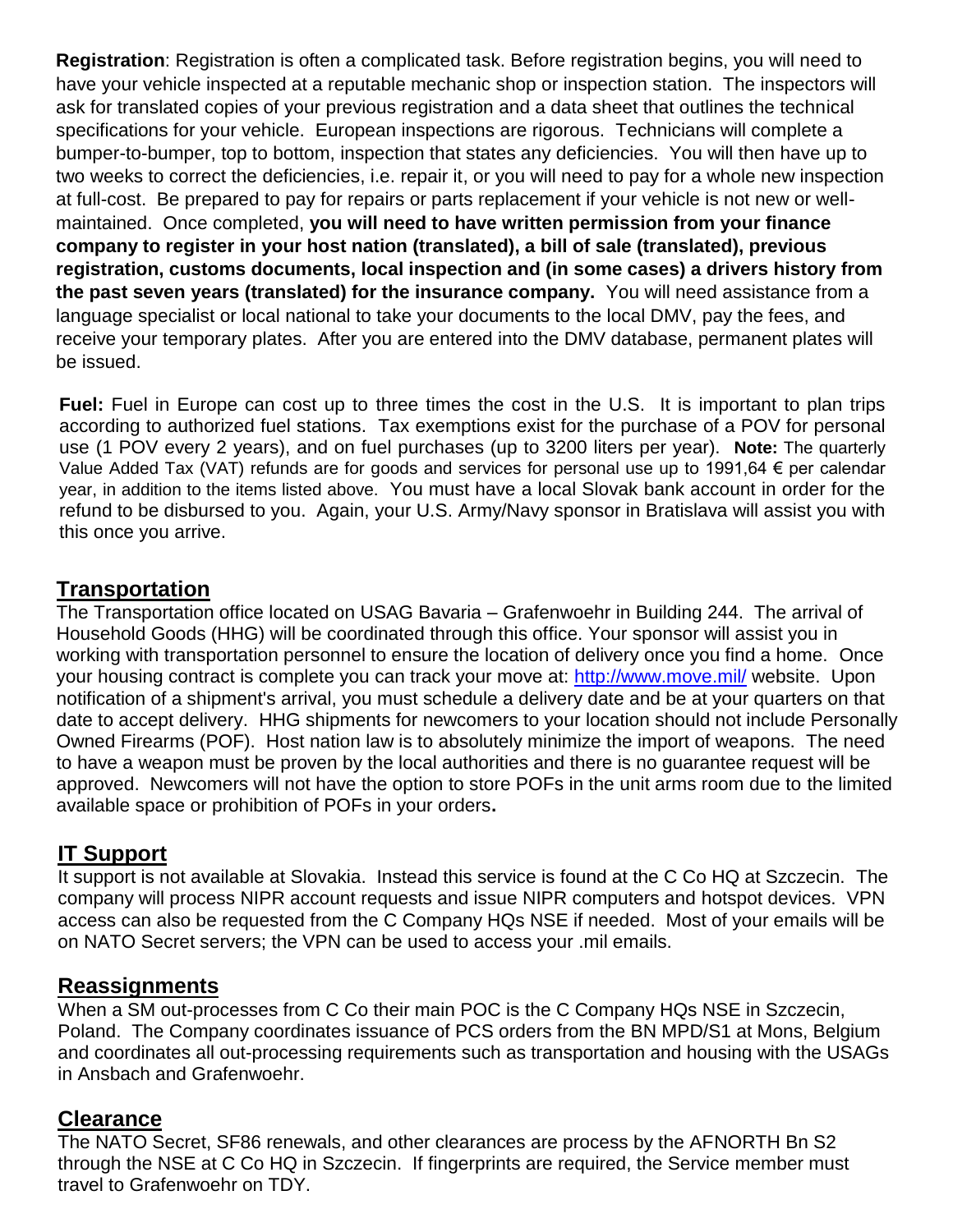**Registration**: Registration is often a complicated task. Before registration begins, you will need to have your vehicle inspected at a reputable mechanic shop or inspection station. The inspectors will ask for translated copies of your previous registration and a data sheet that outlines the technical specifications for your vehicle. European inspections are rigorous. Technicians will complete a bumper-to-bumper, top to bottom, inspection that states any deficiencies. You will then have up to two weeks to correct the deficiencies, i.e. repair it, or you will need to pay for a whole new inspection at full-cost. Be prepared to pay for repairs or parts replacement if your vehicle is not new or well-maintained. Once completed, **you will need to have written permission from your finance company to register in your host nation (translated), a bill of sale (translated), previous registration, customs documents, local inspection and (in some cases) a drivers history from the past seven years (translated) for the insurance company.** You will need assistance from a language specialist or local national to take your documents to the local DMV, pay the fees, and receive your temporary plates. After you are entered into the DMV database, permanent plates will be issued.

**Fuel:** Fuel in Europe can cost up to three times the cost in the U.S. It is important to plan trips according to authorized fuel stations. Tax exemptions exist for the purchase of a POV for personal use (1 POV every 2 years), and on fuel purchases (up to 3200 liters per year). **Note:** The quarterly Value Added Tax (VAT) refunds are for goods and services for personal use up to 1991,64 € per calendar year, in addition to the items listed above. You must have a local Slovak bank account in order for the refund to be disbursed to you. Again, your U.S. Army/Navy sponsor in Bratislava will assist you with this once you arrive.

## Transportation

The Transportation office located on USAG Bavaria – Grafenwoehr in Building 244. The arrival of Household Goods (HHG) will be coordinated through this office. Your sponsor will assist you in working with transportation personnel to ensure the location of delivery once you find a home. Once your housing contract is complete you can track your move at: http://www.move.mil/ website. Upon notification of a shipment's arrival, you must schedule a delivery date and be at your quarters on that date to accept delivery. HHG shipments for newcomers to your location should not include Personally Owned Firearms (POF). Host nation law is to absolutely minimize the import of weapons. The need to have a weapon must be proven by the local authorities and there is no guarantee request will be approved. Newcomers will not have the option to store POFs in the unit arms room due to the limited available space or prohibition of POFs in your orders**.**

## IT Support

It support is not available at Slovakia. Instead this service is found at the C Co HQ at Szczecin. The company will process NIPR account requests and issue NIPR computers and hotspot devices. VPN access can also be requested from the C Company HQs NSE if needed. Most of your emails will be on NATO Secret servers; the VPN can be used to access your .mil emails.

## Reassignments

When a SM out-processes from C Co their main POC is the C Company HQs NSE in Szczecin, Poland. The Company coordinates issuance of PCS orders from the BN MPD/S1 at Mons, Belgium and coordinates all out-processing requirements such as transportation and housing with the USAGs in Ansbach and Grafenwoehr.

## Clearance

The NATO Secret, SF86 renewals, and other clearances are process by the AFNORTH Bn S2 through the NSE at C Co HQ in Szczecin. If fingerprints are required, the Service member must travel to Grafenwoehr on TDY.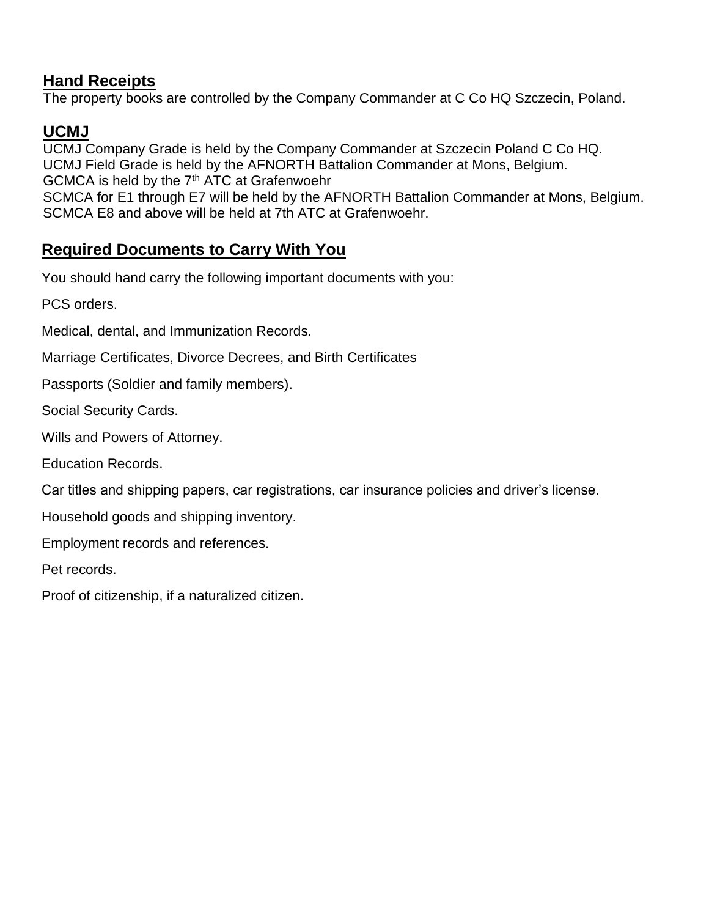## Hand Receipts

The property books are controlled by the Company Commander at C Co HQ Szczecin, Poland.

## UCMJ

UCMJ Company Grade is held by the Company Commander at Szczecin Poland C Co HQ.
UCMJ Field Grade is held by the AFNORTH Battalion Commander at Mons, Belgium.
GCMCA is held by the 7th ATC at Grafenwoehr
SCMCA for E1 through E7 will be held by the AFNORTH Battalion Commander at Mons, Belgium.
SCMCA E8 and above will be held at 7th ATC at Grafenwoehr.

## Required Documents to Carry With You

You should hand carry the following important documents with you:

PCS orders.

Medical, dental, and Immunization Records.

Marriage Certificates, Divorce Decrees, and Birth Certificates

Passports (Soldier and family members).

Social Security Cards.

Wills and Powers of Attorney.

Education Records.

Car titles and shipping papers, car registrations, car insurance policies and driver's license.

Household goods and shipping inventory.

Employment records and references.

Pet records.

Proof of citizenship, if a naturalized citizen.